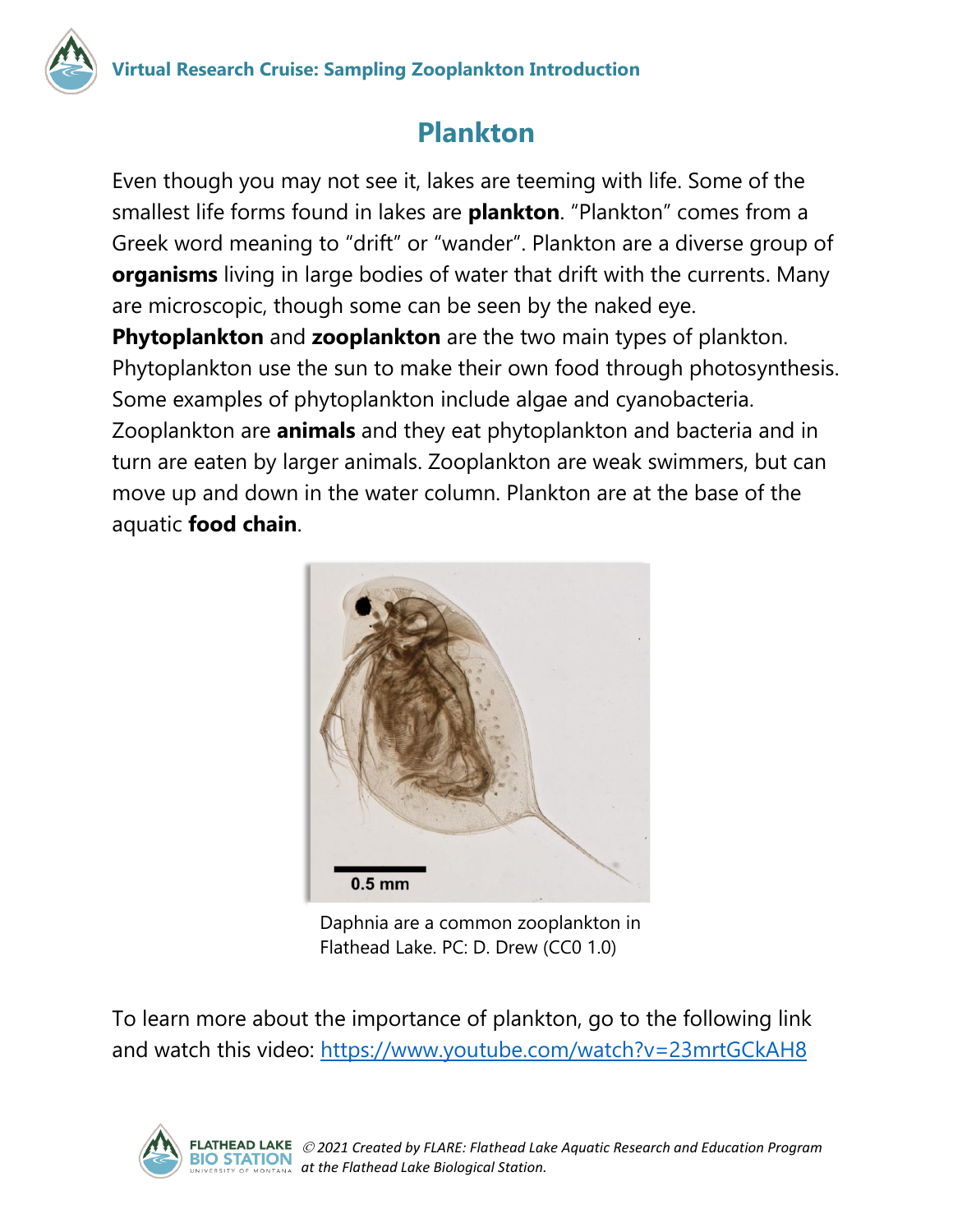## Plankton

Even though you may not see it, lakes are teeming with life. Some of the smallest life forms found in lakes are **plankton**. "Plankton" comes from a Greek word meaning to "drift" or "wander". Plankton are a diverse group of **organisms** living in large bodies of water that drift with the currents. Many are microscopic, though some can be seen by the naked eye.

**Phytoplankton** and **zooplankton** are the two main types of plankton. Phytoplankton use the sun to make their own food through photosynthesis. Some examples of phytoplankton include algae and cyanobacteria. Zooplankton are **animals** and they eat phytoplankton and bacteria and in turn are eaten by larger animals. Zooplankton are weak swimmers, but can move up and down in the water column. Plankton are at the base of the aquatic **food chain**.

Daphnia are a common zooplankton in Flathead Lake. PC: D. Drew (CC0 1.0)

To learn more about the importance of plankton, go to the following link and watch this video: https://www.youtube.com/watch?v=23mrtGCkAH8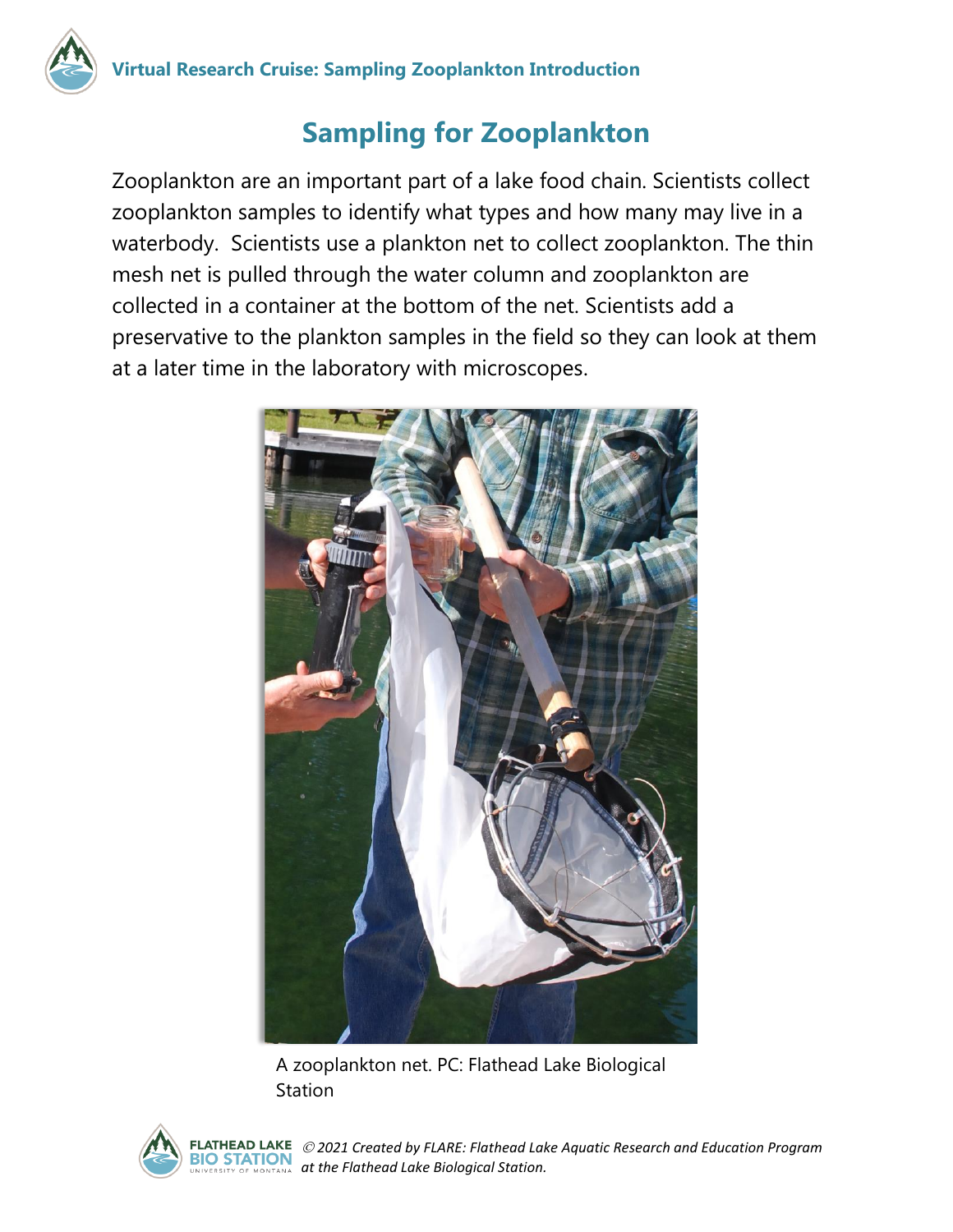# Sampling for Zooplankton

Zooplankton are an important part of a lake food chain. Scientists collect zooplankton samples to identify what types and how many may live in a waterbody. Scientists use a plankton net to collect zooplankton. The thin mesh net is pulled through the water column and zooplankton are collected in a container at the bottom of the net. Scientists add a preservative to the plankton samples in the field so they can look at them at a later time in the laboratory with microscopes.

A zooplankton net. PC: Flathead Lake Biological Station

*© 2021 Created by FLARE: Flathead Lake Aquatic Research and Education Program at the Flathead Lake Biological Station.*